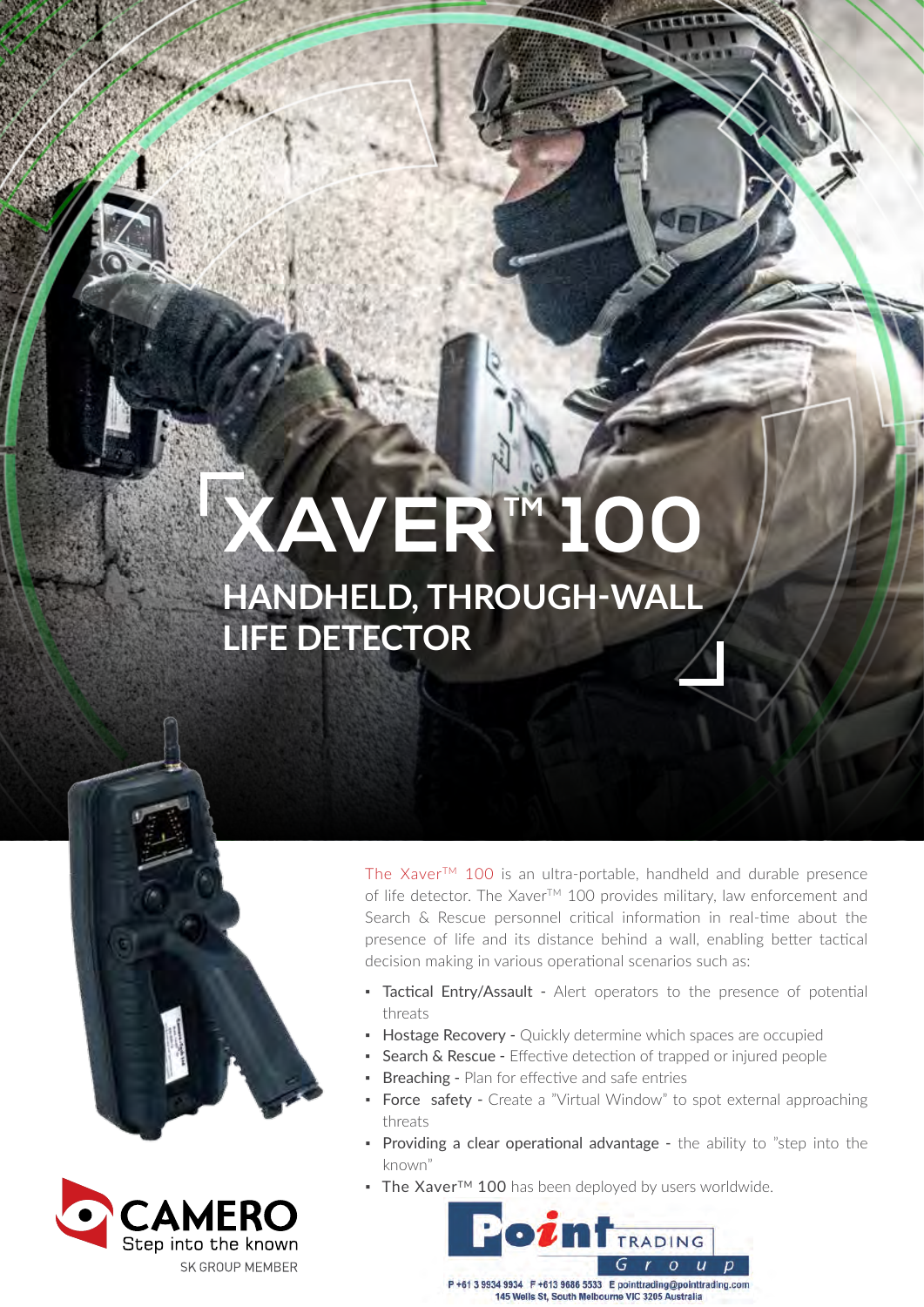# XAVER™ 100

## HANDHELD, THROUGH-WALL LIFE DETECTOR

The Xaver™ 100 is an ultra-portable, handheld and durable presence of life detector. The Xaver™ 100 provides military, law enforcement and Search & Rescue personnel critical information in real-time about the presence of life and its distance behind a wall, enabling better tactical decision making in various operational scenarios such as:

- Tactical Entry/Assault - Alert operators to the presence of potential threats
- Hostage Recovery - Quickly determine which spaces are occupied
- Search & Rescue - Effective detection of trapped or injured people
- Breaching - Plan for effective and safe entries
- Force safety - Create a "Virtual Window" to spot external approaching threats
- Providing a clear operational advantage - the ability to "step into the known"
- The Xaver™ 100 has been deployed by users worldwide.

CAMERO
Step into the known
SK GROUP MEMBER

Point TRADING Group
P +61 3 9934 9934 F +613 9686 5533 E pointtrading@pointtrading.com
145 Wells St, South Melbourne VIC 3205 Australia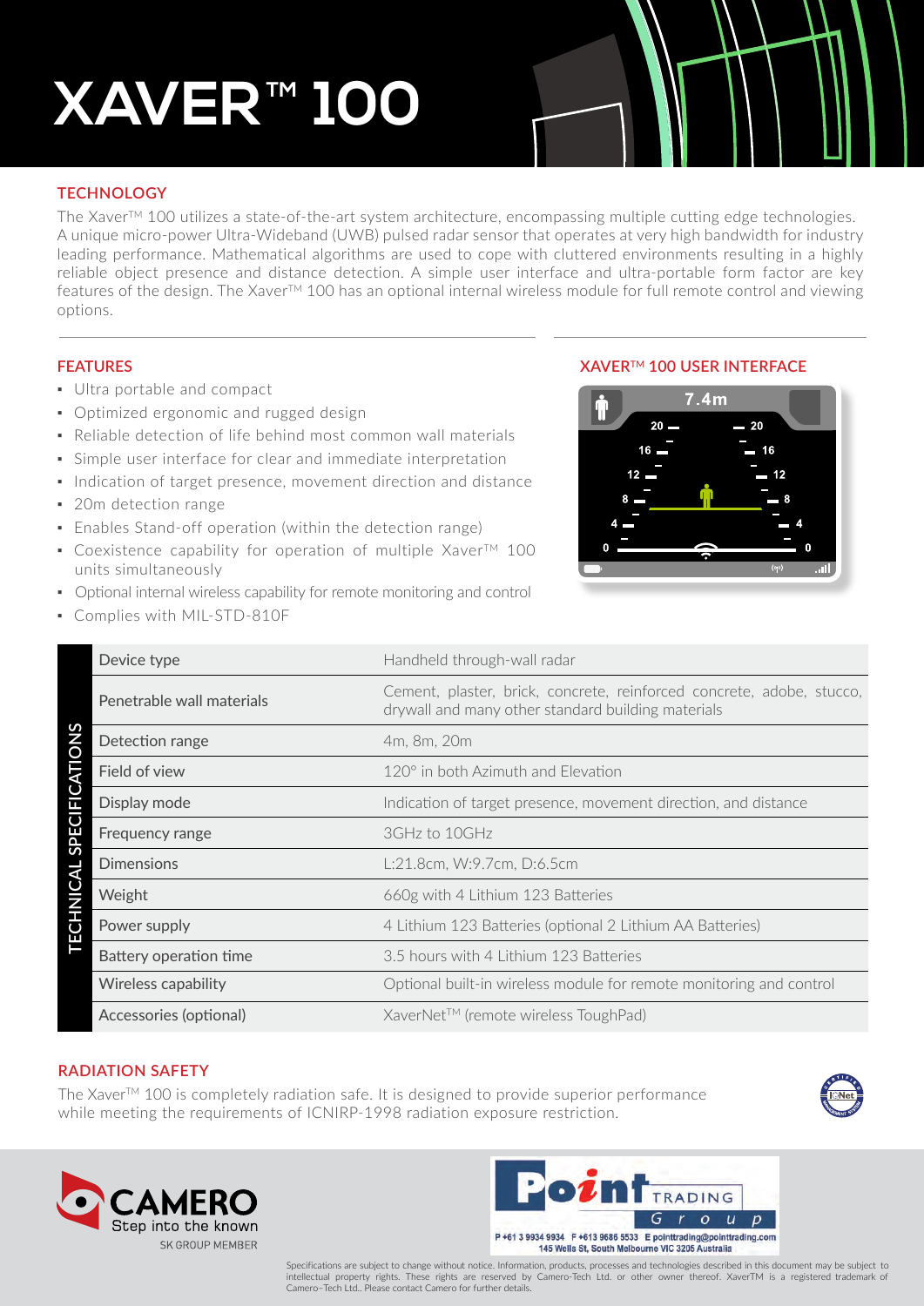# XAVER™ 100

## TECHNOLOGY

The Xaver™ 100 utilizes a state-of-the-art system architecture, encompassing multiple cutting edge technologies. A unique micro-power Ultra-Wideband (UWB) pulsed radar sensor that operates at very high bandwidth for industry leading performance. Mathematical algorithms are used to cope with cluttered environments resulting in a highly reliable object presence and distance detection. A simple user interface and ultra-portable form factor are key features of the design. The Xaver™ 100 has an optional internal wireless module for full remote control and viewing options.

## FEATURES

- Ultra portable and compact
- Optimized ergonomic and rugged design
- Reliable detection of life behind most common wall materials
- Simple user interface for clear and immediate interpretation
- Indication of target presence, movement direction and distance
- 20m detection range
- Enables Stand-off operation (within the detection range)
- Coexistence capability for operation of multiple Xaver™ 100 units simultaneously
- Optional internal wireless capability for remote monitoring and control
- Complies with MIL-STD-810F

## XAVER™ 100 USER INTERFACE

7.4m

20 20
16 16
12 12
8 8
4 4
0 0

## TECHNICAL SPECIFICATIONS

| | |
|---|---|
| Device type | Handheld through-wall radar |
| Penetrable wall materials | Cement, plaster, brick, concrete, reinforced concrete, adobe, stucco, drywall and many other standard building materials |
| Detection range | 4m, 8m, 20m |
| Field of view | 120° in both Azimuth and Elevation |
| Display mode | Indication of target presence, movement direction, and distance |
| Frequency range | 3GHz to 10GHz |
| Dimensions | L:21.8cm, W:9.7cm, D:6.5cm |
| Weight | 660g with 4 Lithium 123 Batteries |
| Power supply | 4 Lithium 123 Batteries (optional 2 Lithium AA Batteries) |
| Battery operation time | 3.5 hours with 4 Lithium 123 Batteries |
| Wireless capability | Optional built-in wireless module for remote monitoring and control |
| Accessories (optional) | XaverNet™ (remote wireless ToughPad) |

## RADIATION SAFETY

The Xaver™ 100 is completely radiation safe. It is designed to provide superior performance while meeting the requirements of ICNIRP-1998 radiation exposure restriction.

CAMERO
Step into the known
SK GROUP MEMBER

Point TRADING Group
P +61 3 9934 9934 F +613 9686 5533 E pointtrading@pointtrading.com
145 Wells St, South Melbourne VIC 3205 Australia

Specifications are subject to change without notice. Information, products, processes and technologies described in this document may be subject to intellectual property rights. These rights are reserved by Camero-Tech Ltd. or other owner thereof. XaverTM is a registered trademark of Camero-Tech Ltd.. Please contact Camero for further details.